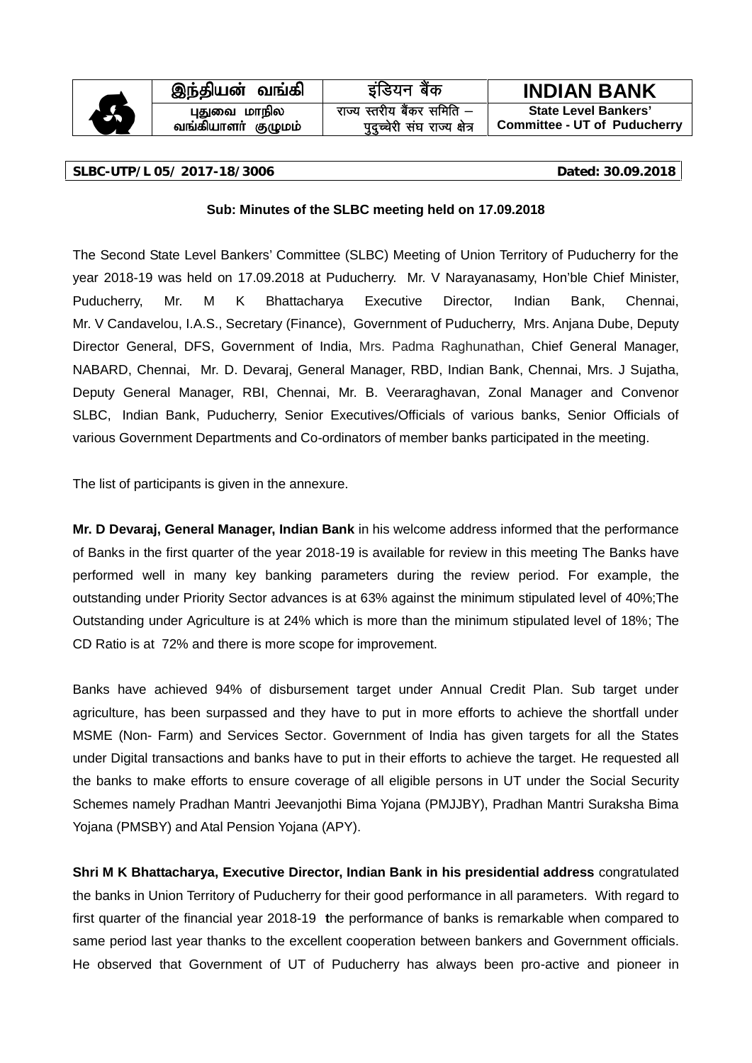| இந்தியன் வங்கி | इंडियन बैंक | **INDIAN BANK** |
| --- | --- | --- |
| புதுவை மாநில வங்கியாளர் குழுமம் | राज्य स्तरीय बैंकर समिति – पुदुच्चेरी संघ राज्य क्षेत्र | **State Level Bankers' Committee - UT of Puducherry** |

**SLBC-UTP/L 05/ 2017-18/3006** **Dated: 30.09.2018**

**Sub: Minutes of the SLBC meeting held on 17.09.2018**

The Second State Level Bankers' Committee (SLBC) Meeting of Union Territory of Puducherry for the year 2018-19 was held on 17.09.2018 at Puducherry. Mr. V Narayanasamy, Hon'ble Chief Minister, Puducherry, Mr. M K Bhattacharya Executive Director, Indian Bank, Chennai, Mr. V Candavelou, I.A.S., Secretary (Finance), Government of Puducherry, Mrs. Anjana Dube, Deputy Director General, DFS, Government of India, Mrs. Padma Raghunathan, Chief General Manager, NABARD, Chennai, Mr. D. Devaraj, General Manager, RBD, Indian Bank, Chennai, Mrs. J Sujatha, Deputy General Manager, RBI, Chennai, Mr. B. Veeraraghavan, Zonal Manager and Convenor SLBC, Indian Bank, Puducherry, Senior Executives/Officials of various banks, Senior Officials of various Government Departments and Co-ordinators of member banks participated in the meeting.

The list of participants is given in the annexure.

**Mr. D Devaraj, General Manager, Indian Bank** in his welcome address informed that the performance of Banks in the first quarter of the year 2018-19 is available for review in this meeting The Banks have performed well in many key banking parameters during the review period. For example, the outstanding under Priority Sector advances is at 63% against the minimum stipulated level of 40%;The Outstanding under Agriculture is at 24% which is more than the minimum stipulated level of 18%; The CD Ratio is at 72% and there is more scope for improvement.

Banks have achieved 94% of disbursement target under Annual Credit Plan. Sub target under agriculture, has been surpassed and they have to put in more efforts to achieve the shortfall under MSME (Non- Farm) and Services Sector. Government of India has given targets for all the States under Digital transactions and banks have to put in their efforts to achieve the target. He requested all the banks to make efforts to ensure coverage of all eligible persons in UT under the Social Security Schemes namely Pradhan Mantri Jeevanjothi Bima Yojana (PMJJBY), Pradhan Mantri Suraksha Bima Yojana (PMSBY) and Atal Pension Yojana (APY).

**Shri M K Bhattacharya, Executive Director, Indian Bank in his presidential address** congratulated the banks in Union Territory of Puducherry for their good performance in all parameters. With regard to first quarter of the financial year 2018-19 the performance of banks is remarkable when compared to same period last year thanks to the excellent cooperation between bankers and Government officials. He observed that Government of UT of Puducherry has always been pro-active and pioneer in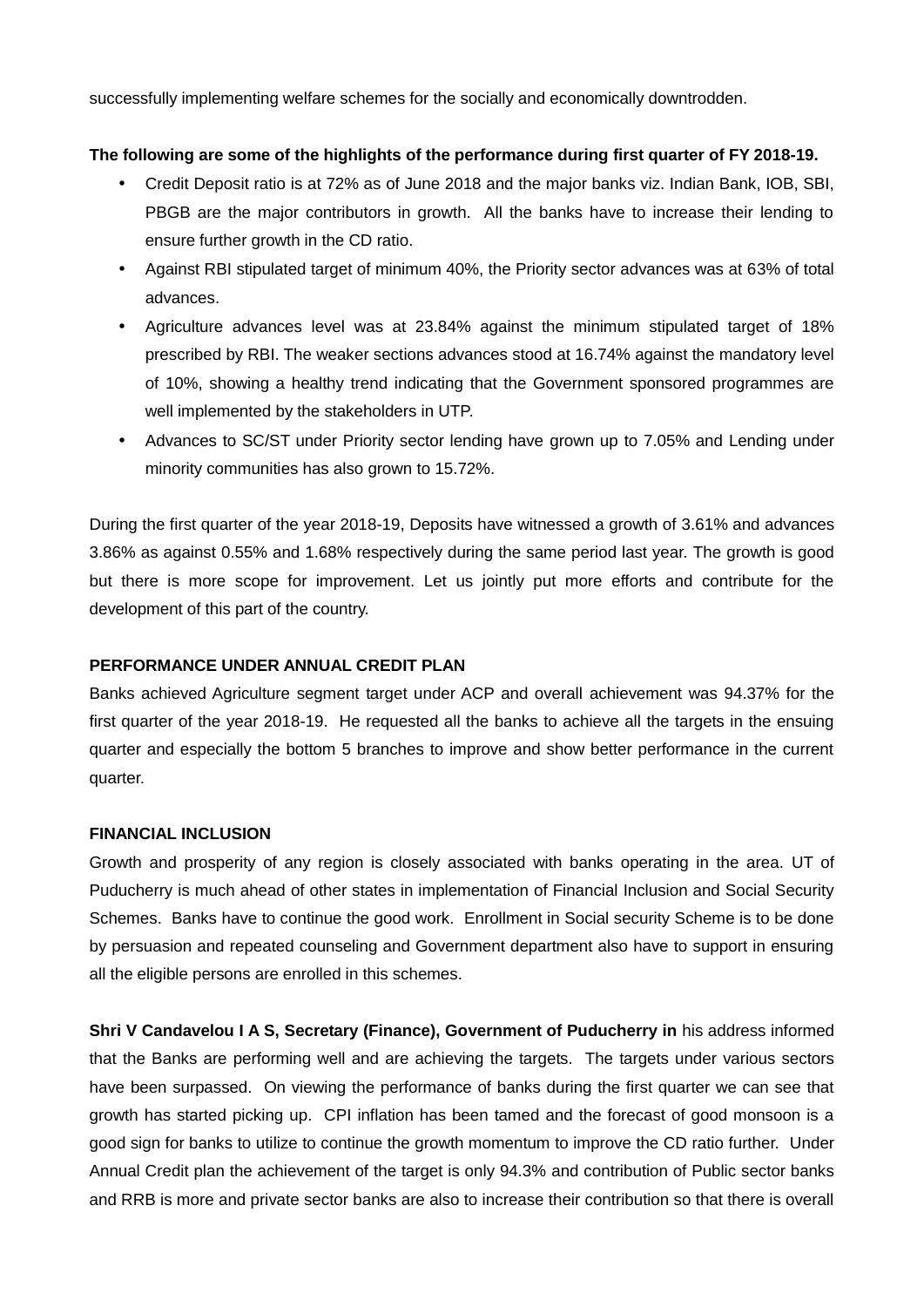successfully implementing welfare schemes for the socially and economically downtrodden.

**The following are some of the highlights of the performance during first quarter of FY 2018-19.**

- Credit Deposit ratio is at 72% as of June 2018 and the major banks viz. Indian Bank, IOB, SBI, PBGB are the major contributors in growth. All the banks have to increase their lending to ensure further growth in the CD ratio.
- Against RBI stipulated target of minimum 40%, the Priority sector advances was at 63% of total advances.
- Agriculture advances level was at 23.84% against the minimum stipulated target of 18% prescribed by RBI. The weaker sections advances stood at 16.74% against the mandatory level of 10%, showing a healthy trend indicating that the Government sponsored programmes are well implemented by the stakeholders in UTP.
- Advances to SC/ST under Priority sector lending have grown up to 7.05% and Lending under minority communities has also grown to 15.72%.

During the first quarter of the year 2018-19, Deposits have witnessed a growth of 3.61% and advances 3.86% as against 0.55% and 1.68% respectively during the same period last year. The growth is good but there is more scope for improvement. Let us jointly put more efforts and contribute for the development of this part of the country.

**PERFORMANCE UNDER ANNUAL CREDIT PLAN**

Banks achieved Agriculture segment target under ACP and overall achievement was 94.37% for the first quarter of the year 2018-19. He requested all the banks to achieve all the targets in the ensuing quarter and especially the bottom 5 branches to improve and show better performance in the current quarter.

**FINANCIAL INCLUSION**

Growth and prosperity of any region is closely associated with banks operating in the area. UT of Puducherry is much ahead of other states in implementation of Financial Inclusion and Social Security Schemes. Banks have to continue the good work. Enrollment in Social security Scheme is to be done by persuasion and repeated counseling and Government department also have to support in ensuring all the eligible persons are enrolled in this schemes.

**Shri V Candavelou I A S, Secretary (Finance), Government of Puducherry in** his address informed that the Banks are performing well and are achieving the targets. The targets under various sectors have been surpassed. On viewing the performance of banks during the first quarter we can see that growth has started picking up. CPI inflation has been tamed and the forecast of good monsoon is a good sign for banks to utilize to continue the growth momentum to improve the CD ratio further. Under Annual Credit plan the achievement of the target is only 94.3% and contribution of Public sector banks and RRB is more and private sector banks are also to increase their contribution so that there is overall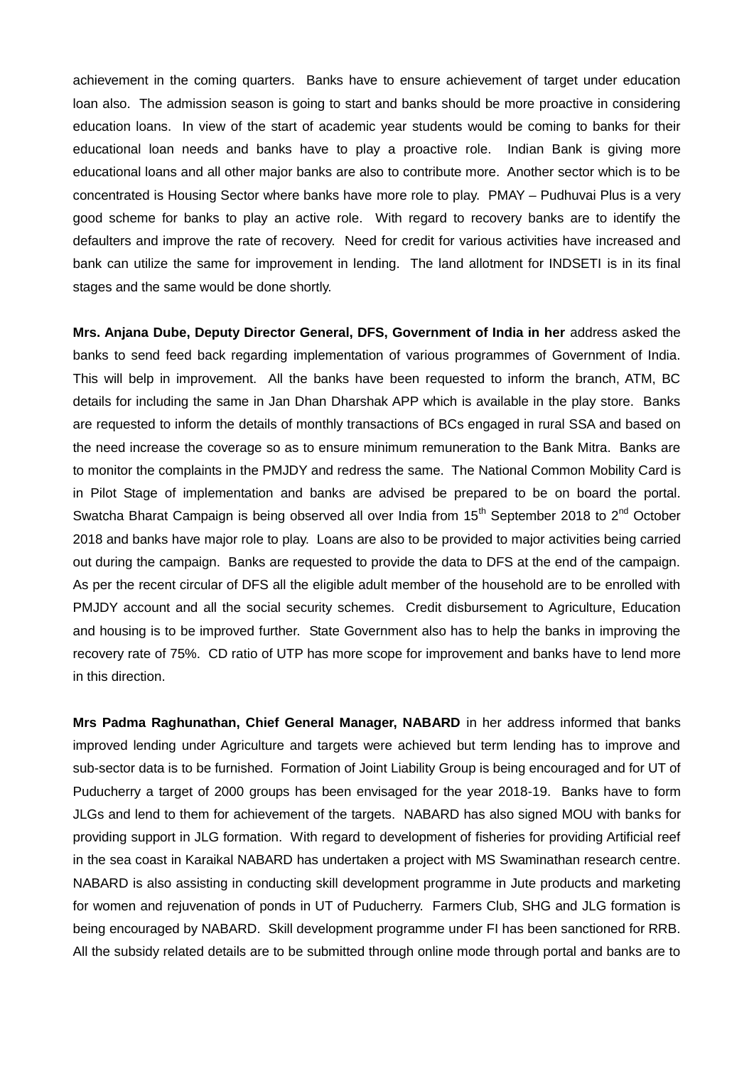achievement in the coming quarters. Banks have to ensure achievement of target under education loan also. The admission season is going to start and banks should be more proactive in considering education loans. In view of the start of academic year students would be coming to banks for their educational loan needs and banks have to play a proactive role. Indian Bank is giving more educational loans and all other major banks are also to contribute more. Another sector which is to be concentrated is Housing Sector where banks have more role to play. PMAY – Pudhuvai Plus is a very good scheme for banks to play an active role. With regard to recovery banks are to identify the defaulters and improve the rate of recovery. Need for credit for various activities have increased and bank can utilize the same for improvement in lending. The land allotment for INDSETI is in its final stages and the same would be done shortly.

**Mrs. Anjana Dube, Deputy Director General, DFS, Government of India in her** address asked the banks to send feed back regarding implementation of various programmes of Government of India. This will belp in improvement. All the banks have been requested to inform the branch, ATM, BC details for including the same in Jan Dhan Dharshak APP which is available in the play store. Banks are requested to inform the details of monthly transactions of BCs engaged in rural SSA and based on the need increase the coverage so as to ensure minimum remuneration to the Bank Mitra. Banks are to monitor the complaints in the PMJDY and redress the same. The National Common Mobility Card is in Pilot Stage of implementation and banks are advised be prepared to be on board the portal. Swatcha Bharat Campaign is being observed all over India from 15th September 2018 to 2nd October 2018 and banks have major role to play. Loans are also to be provided to major activities being carried out during the campaign. Banks are requested to provide the data to DFS at the end of the campaign. As per the recent circular of DFS all the eligible adult member of the household are to be enrolled with PMJDY account and all the social security schemes. Credit disbursement to Agriculture, Education and housing is to be improved further. State Government also has to help the banks in improving the recovery rate of 75%. CD ratio of UTP has more scope for improvement and banks have to lend more in this direction.

**Mrs Padma Raghunathan, Chief General Manager, NABARD** in her address informed that banks improved lending under Agriculture and targets were achieved but term lending has to improve and sub-sector data is to be furnished. Formation of Joint Liability Group is being encouraged and for UT of Puducherry a target of 2000 groups has been envisaged for the year 2018-19. Banks have to form JLGs and lend to them for achievement of the targets. NABARD has also signed MOU with banks for providing support in JLG formation. With regard to development of fisheries for providing Artificial reef in the sea coast in Karaikal NABARD has undertaken a project with MS Swaminathan research centre. NABARD is also assisting in conducting skill development programme in Jute products and marketing for women and rejuvenation of ponds in UT of Puducherry. Farmers Club, SHG and JLG formation is being encouraged by NABARD. Skill development programme under FI has been sanctioned for RRB. All the subsidy related details are to be submitted through online mode through portal and banks are to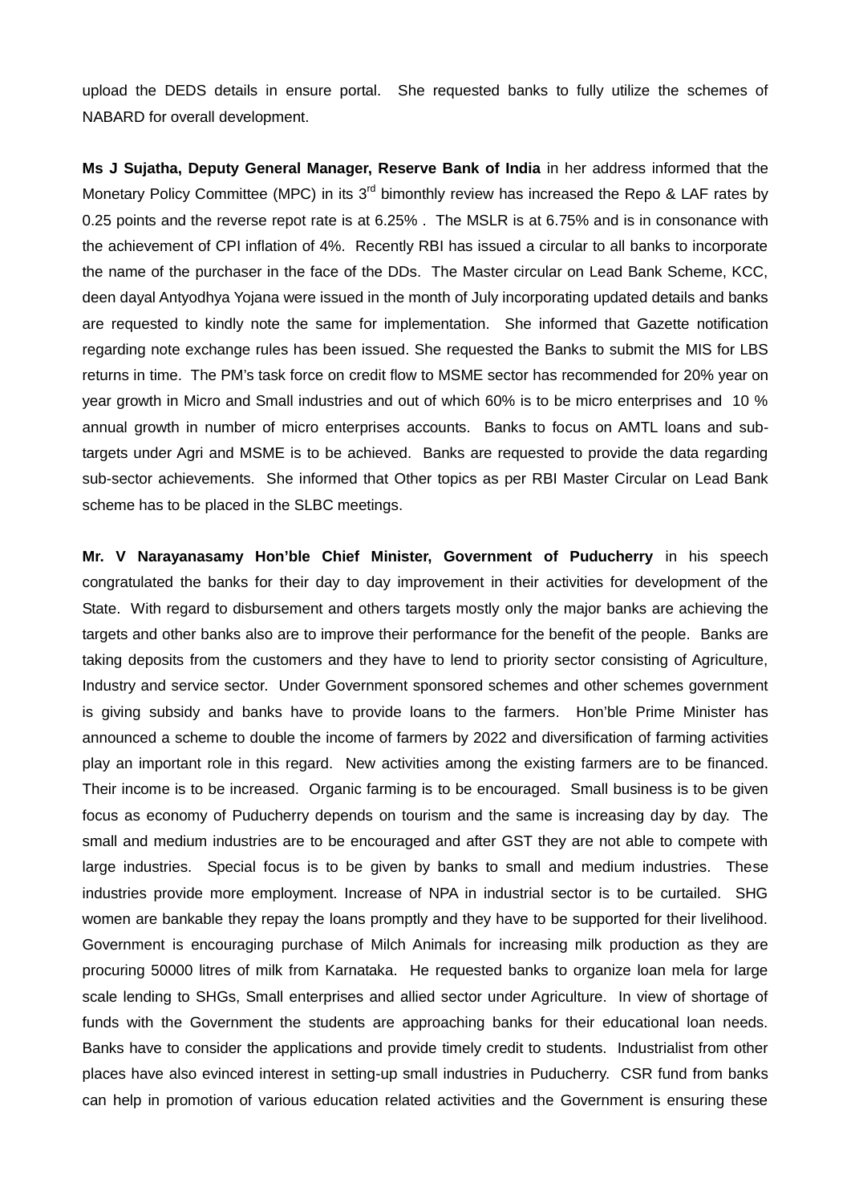upload the DEDS details in ensure portal. She requested banks to fully utilize the schemes of NABARD for overall development.

**Ms J Sujatha, Deputy General Manager, Reserve Bank of India** in her address informed that the Monetary Policy Committee (MPC) in its 3rd bimonthly review has increased the Repo & LAF rates by 0.25 points and the reverse repot rate is at 6.25% . The MSLR is at 6.75% and is in consonance with the achievement of CPI inflation of 4%. Recently RBI has issued a circular to all banks to incorporate the name of the purchaser in the face of the DDs. The Master circular on Lead Bank Scheme, KCC, deen dayal Antyodhya Yojana were issued in the month of July incorporating updated details and banks are requested to kindly note the same for implementation. She informed that Gazette notification regarding note exchange rules has been issued. She requested the Banks to submit the MIS for LBS returns in time. The PM's task force on credit flow to MSME sector has recommended for 20% year on year growth in Micro and Small industries and out of which 60% is to be micro enterprises and 10 % annual growth in number of micro enterprises accounts. Banks to focus on AMTL loans and sub-targets under Agri and MSME is to be achieved. Banks are requested to provide the data regarding sub-sector achievements. She informed that Other topics as per RBI Master Circular on Lead Bank scheme has to be placed in the SLBC meetings.

**Mr. V Narayanasamy Hon'ble Chief Minister, Government of Puducherry** in his speech congratulated the banks for their day to day improvement in their activities for development of the State. With regard to disbursement and others targets mostly only the major banks are achieving the targets and other banks also are to improve their performance for the benefit of the people. Banks are taking deposits from the customers and they have to lend to priority sector consisting of Agriculture, Industry and service sector. Under Government sponsored schemes and other schemes government is giving subsidy and banks have to provide loans to the farmers. Hon'ble Prime Minister has announced a scheme to double the income of farmers by 2022 and diversification of farming activities play an important role in this regard. New activities among the existing farmers are to be financed. Their income is to be increased. Organic farming is to be encouraged. Small business is to be given focus as economy of Puducherry depends on tourism and the same is increasing day by day. The small and medium industries are to be encouraged and after GST they are not able to compete with large industries. Special focus is to be given by banks to small and medium industries. These industries provide more employment. Increase of NPA in industrial sector is to be curtailed. SHG women are bankable they repay the loans promptly and they have to be supported for their livelihood. Government is encouraging purchase of Milch Animals for increasing milk production as they are procuring 50000 litres of milk from Karnataka. He requested banks to organize loan mela for large scale lending to SHGs, Small enterprises and allied sector under Agriculture. In view of shortage of funds with the Government the students are approaching banks for their educational loan needs. Banks have to consider the applications and provide timely credit to students. Industrialist from other places have also evinced interest in setting-up small industries in Puducherry. CSR fund from banks can help in promotion of various education related activities and the Government is ensuring these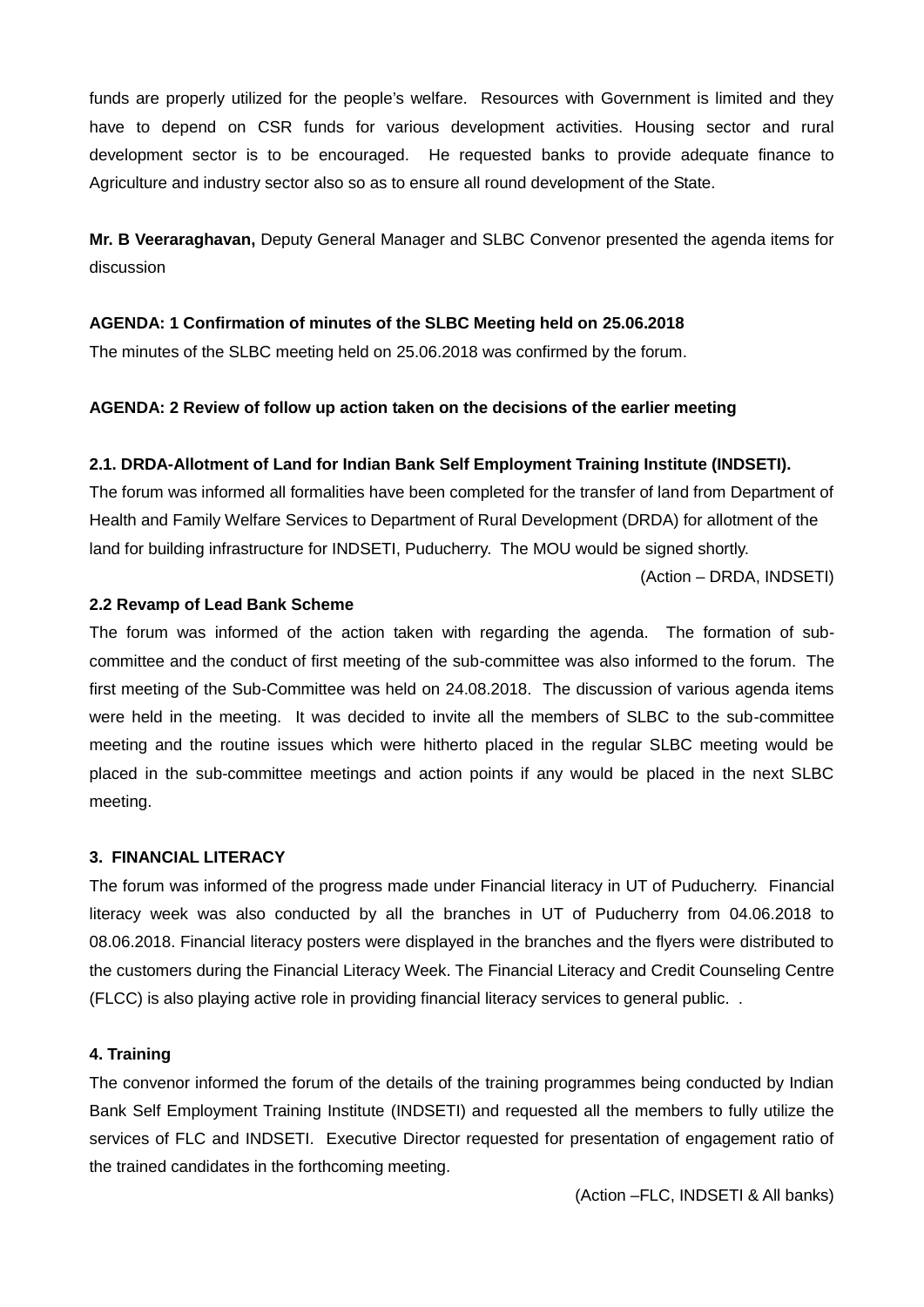funds are properly utilized for the people's welfare. Resources with Government is limited and they have to depend on CSR funds for various development activities. Housing sector and rural development sector is to be encouraged. He requested banks to provide adequate finance to Agriculture and industry sector also so as to ensure all round development of the State.

**Mr. B Veeraraghavan,** Deputy General Manager and SLBC Convenor presented the agenda items for discussion

**AGENDA: 1 Confirmation of minutes of the SLBC Meeting held on 25.06.2018**

The minutes of the SLBC meeting held on 25.06.2018 was confirmed by the forum.

**AGENDA: 2 Review of follow up action taken on the decisions of the earlier meeting**

**2.1. DRDA-Allotment of Land for Indian Bank Self Employment Training Institute (INDSETI).**

The forum was informed all formalities have been completed for the transfer of land from Department of Health and Family Welfare Services to Department of Rural Development (DRDA) for allotment of the land for building infrastructure for INDSETI, Puducherry. The MOU would be signed shortly.

(Action – DRDA, INDSETI)

**2.2 Revamp of Lead Bank Scheme**

The forum was informed of the action taken with regarding the agenda. The formation of sub-committee and the conduct of first meeting of the sub-committee was also informed to the forum. The first meeting of the Sub-Committee was held on 24.08.2018. The discussion of various agenda items were held in the meeting. It was decided to invite all the members of SLBC to the sub-committee meeting and the routine issues which were hitherto placed in the regular SLBC meeting would be placed in the sub-committee meetings and action points if any would be placed in the next SLBC meeting.

**3. FINANCIAL LITERACY**

The forum was informed of the progress made under Financial literacy in UT of Puducherry. Financial literacy week was also conducted by all the branches in UT of Puducherry from 04.06.2018 to 08.06.2018. Financial literacy posters were displayed in the branches and the flyers were distributed to the customers during the Financial Literacy Week. The Financial Literacy and Credit Counseling Centre (FLCC) is also playing active role in providing financial literacy services to general public. .

**4. Training**

The convenor informed the forum of the details of the training programmes being conducted by Indian Bank Self Employment Training Institute (INDSETI) and requested all the members to fully utilize the services of FLC and INDSETI. Executive Director requested for presentation of engagement ratio of the trained candidates in the forthcoming meeting.

(Action –FLC, INDSETI & All banks)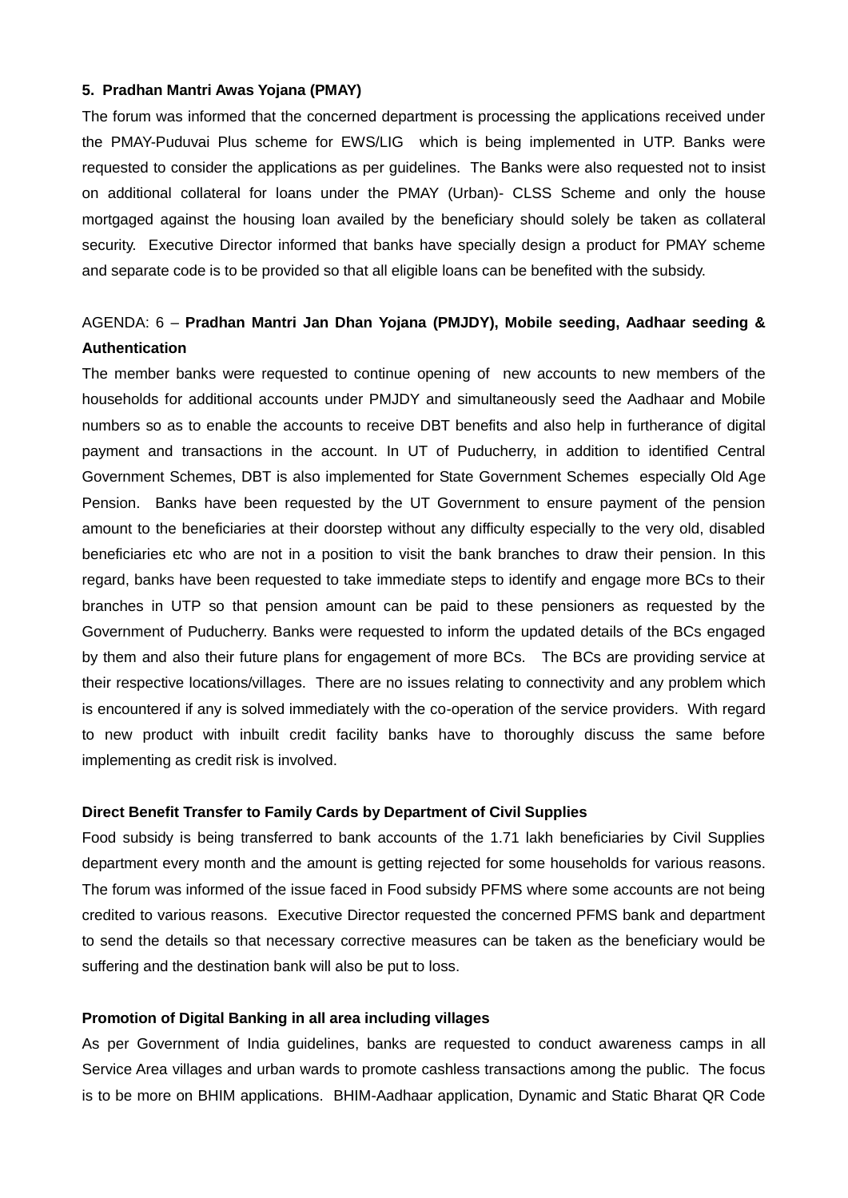**5. Pradhan Mantri Awas Yojana (PMAY)**

The forum was informed that the concerned department is processing the applications received under the PMAY-Puduvai Plus scheme for EWS/LIG which is being implemented in UTP. Banks were requested to consider the applications as per guidelines. The Banks were also requested not to insist on additional collateral for loans under the PMAY (Urban)- CLSS Scheme and only the house mortgaged against the housing loan availed by the beneficiary should solely be taken as collateral security. Executive Director informed that banks have specially design a product for PMAY scheme and separate code is to be provided so that all eligible loans can be benefited with the subsidy.

AGENDA: 6 – **Pradhan Mantri Jan Dhan Yojana (PMJDY), Mobile seeding, Aadhaar seeding & Authentication**

The member banks were requested to continue opening of new accounts to new members of the households for additional accounts under PMJDY and simultaneously seed the Aadhaar and Mobile numbers so as to enable the accounts to receive DBT benefits and also help in furtherance of digital payment and transactions in the account. In UT of Puducherry, in addition to identified Central Government Schemes, DBT is also implemented for State Government Schemes especially Old Age Pension. Banks have been requested by the UT Government to ensure payment of the pension amount to the beneficiaries at their doorstep without any difficulty especially to the very old, disabled beneficiaries etc who are not in a position to visit the bank branches to draw their pension. In this regard, banks have been requested to take immediate steps to identify and engage more BCs to their branches in UTP so that pension amount can be paid to these pensioners as requested by the Government of Puducherry. Banks were requested to inform the updated details of the BCs engaged by them and also their future plans for engagement of more BCs. The BCs are providing service at their respective locations/villages. There are no issues relating to connectivity and any problem which is encountered if any is solved immediately with the co-operation of the service providers. With regard to new product with inbuilt credit facility banks have to thoroughly discuss the same before implementing as credit risk is involved.

**Direct Benefit Transfer to Family Cards by Department of Civil Supplies**

Food subsidy is being transferred to bank accounts of the 1.71 lakh beneficiaries by Civil Supplies department every month and the amount is getting rejected for some households for various reasons. The forum was informed of the issue faced in Food subsidy PFMS where some accounts are not being credited to various reasons. Executive Director requested the concerned PFMS bank and department to send the details so that necessary corrective measures can be taken as the beneficiary would be suffering and the destination bank will also be put to loss.

**Promotion of Digital Banking in all area including villages**

As per Government of India guidelines, banks are requested to conduct awareness camps in all Service Area villages and urban wards to promote cashless transactions among the public. The focus is to be more on BHIM applications. BHIM-Aadhaar application, Dynamic and Static Bharat QR Code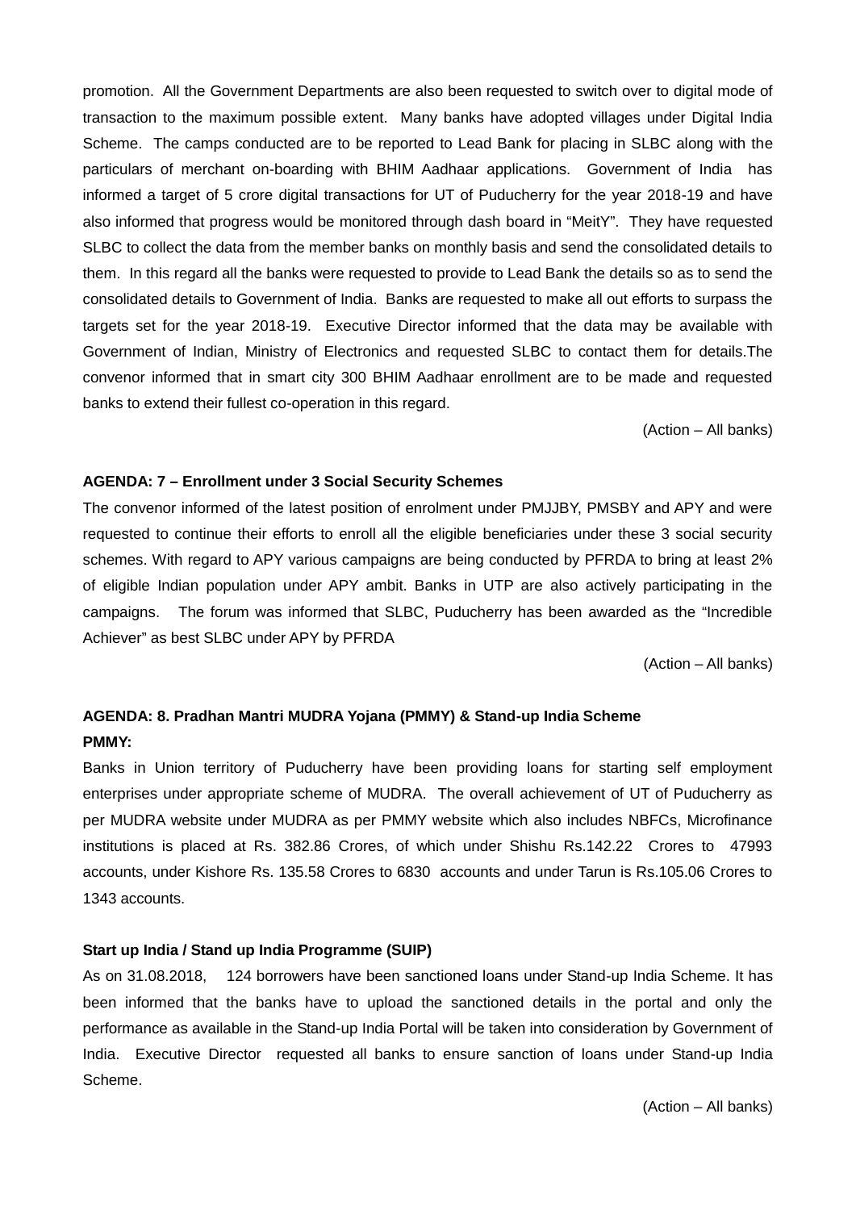promotion. All the Government Departments are also been requested to switch over to digital mode of transaction to the maximum possible extent. Many banks have adopted villages under Digital India Scheme. The camps conducted are to be reported to Lead Bank for placing in SLBC along with the particulars of merchant on-boarding with BHIM Aadhaar applications. Government of India has informed a target of 5 crore digital transactions for UT of Puducherry for the year 2018-19 and have also informed that progress would be monitored through dash board in "MeitY". They have requested SLBC to collect the data from the member banks on monthly basis and send the consolidated details to them. In this regard all the banks were requested to provide to Lead Bank the details so as to send the consolidated details to Government of India. Banks are requested to make all out efforts to surpass the targets set for the year 2018-19. Executive Director informed that the data may be available with Government of Indian, Ministry of Electronics and requested SLBC to contact them for details.The convenor informed that in smart city 300 BHIM Aadhaar enrollment are to be made and requested banks to extend their fullest co-operation in this regard.

(Action – All banks)

**AGENDA: 7 – Enrollment under 3 Social Security Schemes**

The convenor informed of the latest position of enrolment under PMJJBY, PMSBY and APY and were requested to continue their efforts to enroll all the eligible beneficiaries under these 3 social security schemes. With regard to APY various campaigns are being conducted by PFRDA to bring at least 2% of eligible Indian population under APY ambit. Banks in UTP are also actively participating in the campaigns. The forum was informed that SLBC, Puducherry has been awarded as the "Incredible Achiever" as best SLBC under APY by PFRDA

(Action – All banks)

**AGENDA: 8. Pradhan Mantri MUDRA Yojana (PMMY) & Stand-up India Scheme**

**PMMY:**

Banks in Union territory of Puducherry have been providing loans for starting self employment enterprises under appropriate scheme of MUDRA. The overall achievement of UT of Puducherry as per MUDRA website under MUDRA as per PMMY website which also includes NBFCs, Microfinance institutions is placed at Rs. 382.86 Crores, of which under Shishu Rs.142.22 Crores to 47993 accounts, under Kishore Rs. 135.58 Crores to 6830 accounts and under Tarun is Rs.105.06 Crores to 1343 accounts.

**Start up India / Stand up India Programme (SUIP)**

As on 31.08.2018, 124 borrowers have been sanctioned loans under Stand-up India Scheme. It has been informed that the banks have to upload the sanctioned details in the portal and only the performance as available in the Stand-up India Portal will be taken into consideration by Government of India. Executive Director requested all banks to ensure sanction of loans under Stand-up India Scheme.

(Action – All banks)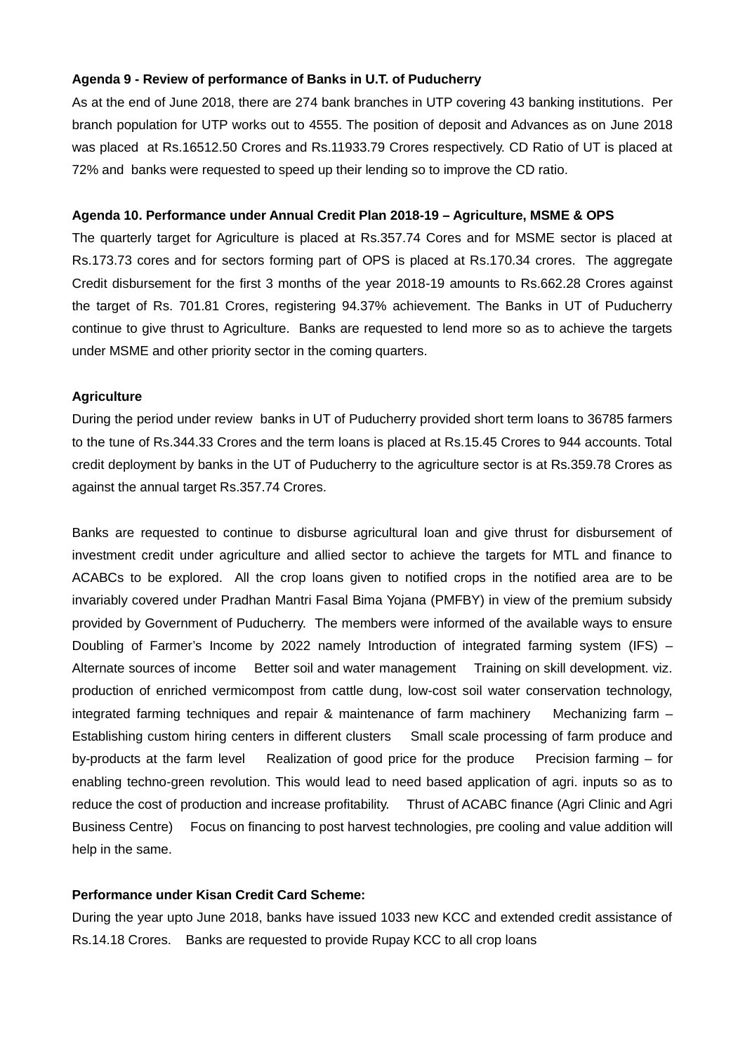**Agenda 9 - Review of performance of Banks in U.T. of Puducherry**

As at the end of June 2018, there are 274 bank branches in UTP covering 43 banking institutions. Per branch population for UTP works out to 4555. The position of deposit and Advances as on June 2018 was placed at Rs.16512.50 Crores and Rs.11933.79 Crores respectively. CD Ratio of UT is placed at 72% and banks were requested to speed up their lending so to improve the CD ratio.

**Agenda 10. Performance under Annual Credit Plan 2018-19 – Agriculture, MSME & OPS**

The quarterly target for Agriculture is placed at Rs.357.74 Cores and for MSME sector is placed at Rs.173.73 cores and for sectors forming part of OPS is placed at Rs.170.34 crores. The aggregate Credit disbursement for the first 3 months of the year 2018-19 amounts to Rs.662.28 Crores against the target of Rs. 701.81 Crores, registering 94.37% achievement. The Banks in UT of Puducherry continue to give thrust to Agriculture. Banks are requested to lend more so as to achieve the targets under MSME and other priority sector in the coming quarters.

**Agriculture**

During the period under review banks in UT of Puducherry provided short term loans to 36785 farmers to the tune of Rs.344.33 Crores and the term loans is placed at Rs.15.45 Crores to 944 accounts. Total credit deployment by banks in the UT of Puducherry to the agriculture sector is at Rs.359.78 Crores as against the annual target Rs.357.74 Crores.

Banks are requested to continue to disburse agricultural loan and give thrust for disbursement of investment credit under agriculture and allied sector to achieve the targets for MTL and finance to ACABCs to be explored. All the crop loans given to notified crops in the notified area are to be invariably covered under Pradhan Mantri Fasal Bima Yojana (PMFBY) in view of the premium subsidy provided by Government of Puducherry. The members were informed of the available ways to ensure Doubling of Farmer's Income by 2022 namely Introduction of integrated farming system (IFS) – Alternate sources of income Better soil and water management Training on skill development. viz. production of enriched vermicompost from cattle dung, low-cost soil water conservation technology, integrated farming techniques and repair & maintenance of farm machinery Mechanizing farm – Establishing custom hiring centers in different clusters Small scale processing of farm produce and by-products at the farm level Realization of good price for the produce Precision farming – for enabling techno-green revolution. This would lead to need based application of agri. inputs so as to reduce the cost of production and increase profitability. Thrust of ACABC finance (Agri Clinic and Agri Business Centre) Focus on financing to post harvest technologies, pre cooling and value addition will help in the same.

**Performance under Kisan Credit Card Scheme:**

During the year upto June 2018, banks have issued 1033 new KCC and extended credit assistance of Rs.14.18 Crores. Banks are requested to provide Rupay KCC to all crop loans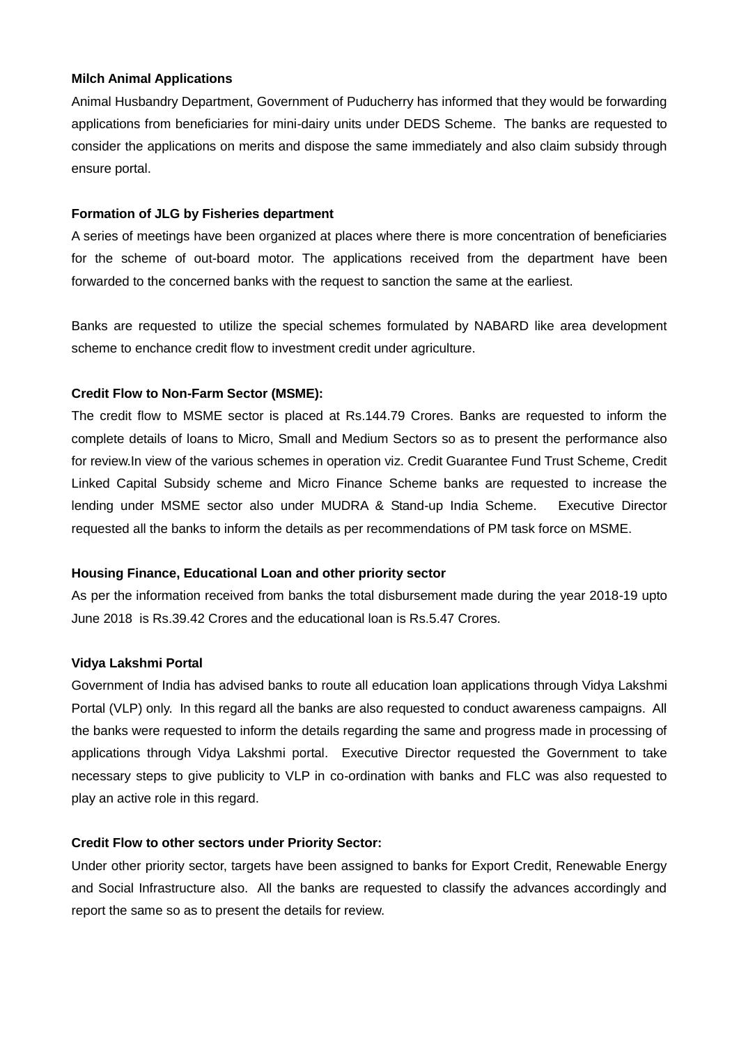**Milch Animal Applications**

Animal Husbandry Department, Government of Puducherry has informed that they would be forwarding applications from beneficiaries for mini-dairy units under DEDS Scheme. The banks are requested to consider the applications on merits and dispose the same immediately and also claim subsidy through ensure portal.

**Formation of JLG by Fisheries department**

A series of meetings have been organized at places where there is more concentration of beneficiaries for the scheme of out-board motor. The applications received from the department have been forwarded to the concerned banks with the request to sanction the same at the earliest.

Banks are requested to utilize the special schemes formulated by NABARD like area development scheme to enchance credit flow to investment credit under agriculture.

**Credit Flow to Non-Farm Sector (MSME):**

The credit flow to MSME sector is placed at Rs.144.79 Crores. Banks are requested to inform the complete details of loans to Micro, Small and Medium Sectors so as to present the performance also for review.In view of the various schemes in operation viz. Credit Guarantee Fund Trust Scheme, Credit Linked Capital Subsidy scheme and Micro Finance Scheme banks are requested to increase the lending under MSME sector also under MUDRA & Stand-up India Scheme. Executive Director requested all the banks to inform the details as per recommendations of PM task force on MSME.

**Housing Finance, Educational Loan and other priority sector**

As per the information received from banks the total disbursement made during the year 2018-19 upto June 2018 is Rs.39.42 Crores and the educational loan is Rs.5.47 Crores.

**Vidya Lakshmi Portal**

Government of India has advised banks to route all education loan applications through Vidya Lakshmi Portal (VLP) only. In this regard all the banks are also requested to conduct awareness campaigns. All the banks were requested to inform the details regarding the same and progress made in processing of applications through Vidya Lakshmi portal. Executive Director requested the Government to take necessary steps to give publicity to VLP in co-ordination with banks and FLC was also requested to play an active role in this regard.

**Credit Flow to other sectors under Priority Sector:**

Under other priority sector, targets have been assigned to banks for Export Credit, Renewable Energy and Social Infrastructure also. All the banks are requested to classify the advances accordingly and report the same so as to present the details for review.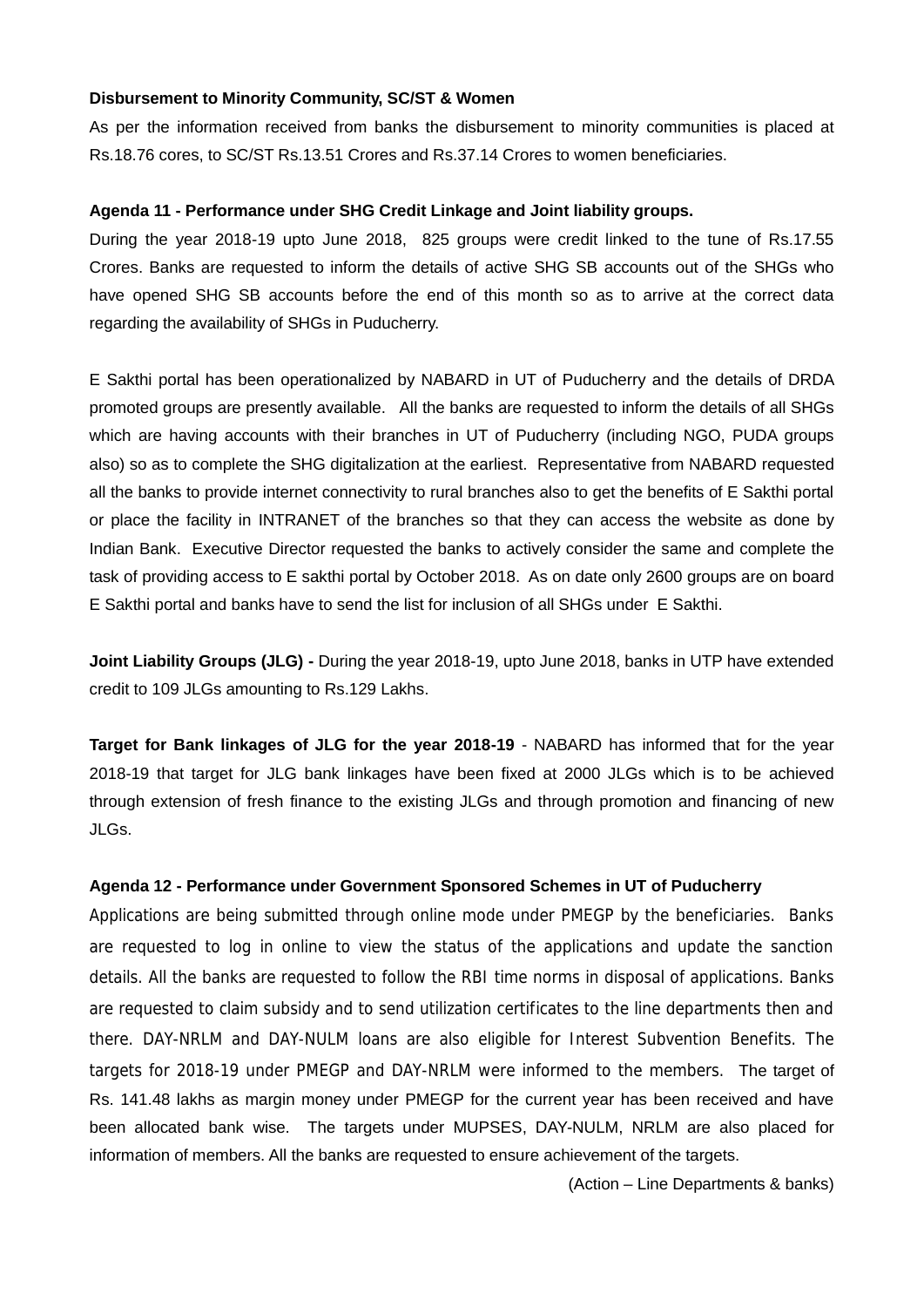**Disbursement to Minority Community, SC/ST & Women**

As per the information received from banks the disbursement to minority communities is placed at Rs.18.76 cores, to SC/ST Rs.13.51 Crores and Rs.37.14 Crores to women beneficiaries.

**Agenda 11 - Performance under SHG Credit Linkage and Joint liability groups.**

During the year 2018-19 upto June 2018, 825 groups were credit linked to the tune of Rs.17.55 Crores. Banks are requested to inform the details of active SHG SB accounts out of the SHGs who have opened SHG SB accounts before the end of this month so as to arrive at the correct data regarding the availability of SHGs in Puducherry.

E Sakthi portal has been operationalized by NABARD in UT of Puducherry and the details of DRDA promoted groups are presently available. All the banks are requested to inform the details of all SHGs which are having accounts with their branches in UT of Puducherry (including NGO, PUDA groups also) so as to complete the SHG digitalization at the earliest. Representative from NABARD requested all the banks to provide internet connectivity to rural branches also to get the benefits of E Sakthi portal or place the facility in INTRANET of the branches so that they can access the website as done by Indian Bank. Executive Director requested the banks to actively consider the same and complete the task of providing access to E sakthi portal by October 2018. As on date only 2600 groups are on board E Sakthi portal and banks have to send the list for inclusion of all SHGs under E Sakthi.

**Joint Liability Groups (JLG) -** During the year 2018-19, upto June 2018, banks in UTP have extended credit to 109 JLGs amounting to Rs.129 Lakhs.

**Target for Bank linkages of JLG for the year 2018-19** - NABARD has informed that for the year 2018-19 that target for JLG bank linkages have been fixed at 2000 JLGs which is to be achieved through extension of fresh finance to the existing JLGs and through promotion and financing of new JLGs.

**Agenda 12 - Performance under Government Sponsored Schemes in UT of Puducherry**

Applications are being submitted through online mode under PMEGP by the beneficiaries. Banks are requested to log in online to view the status of the applications and update the sanction details. All the banks are requested to follow the RBI time norms in disposal of applications. Banks are requested to claim subsidy and to send utilization certificates to the line departments then and there. DAY-NRLM and DAY-NULM loans are also eligible for Interest Subvention Benefits. The targets for 2018-19 under PMEGP and DAY-NRLM were informed to the members. The target of Rs. 141.48 lakhs as margin money under PMEGP for the current year has been received and have been allocated bank wise. The targets under MUPSES, DAY-NULM, NRLM are also placed for information of members. All the banks are requested to ensure achievement of the targets.

(Action – Line Departments & banks)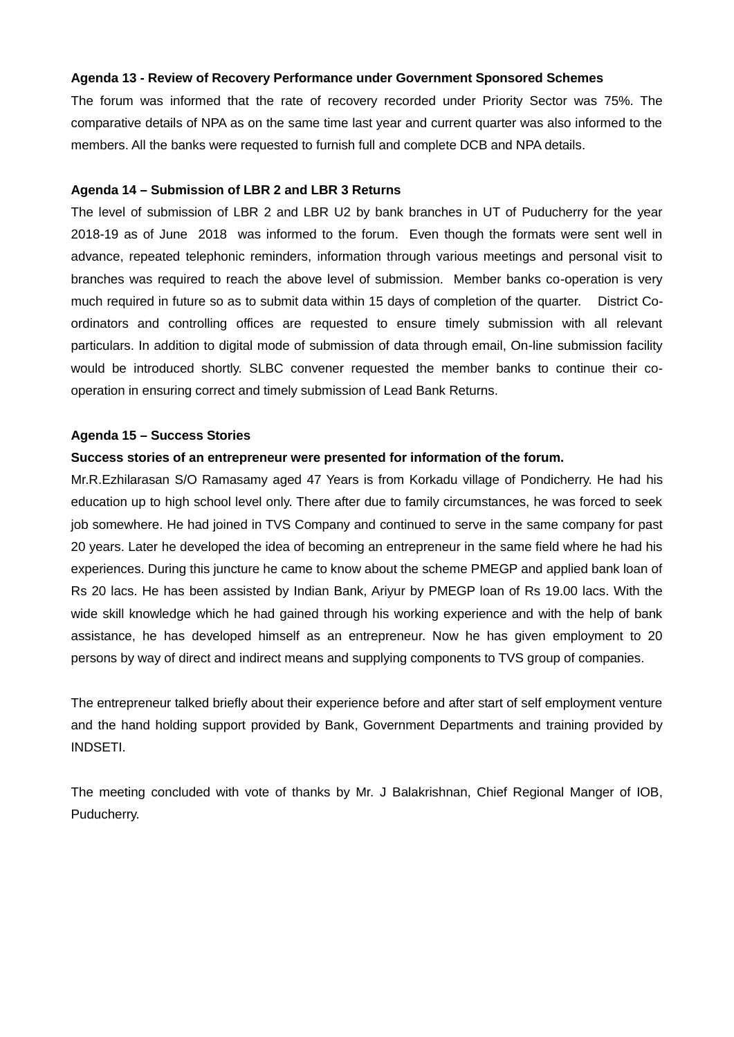**Agenda 13 - Review of Recovery Performance under Government Sponsored Schemes**

The forum was informed that the rate of recovery recorded under Priority Sector was 75%. The comparative details of NPA as on the same time last year and current quarter was also informed to the members. All the banks were requested to furnish full and complete DCB and NPA details.

**Agenda 14 – Submission of LBR 2 and LBR 3 Returns**

The level of submission of LBR 2 and LBR U2 by bank branches in UT of Puducherry for the year 2018-19 as of June 2018 was informed to the forum. Even though the formats were sent well in advance, repeated telephonic reminders, information through various meetings and personal visit to branches was required to reach the above level of submission. Member banks co-operation is very much required in future so as to submit data within 15 days of completion of the quarter. District Co-ordinators and controlling offices are requested to ensure timely submission with all relevant particulars. In addition to digital mode of submission of data through email, On-line submission facility would be introduced shortly. SLBC convener requested the member banks to continue their co-operation in ensuring correct and timely submission of Lead Bank Returns.

**Agenda 15 – Success Stories**

**Success stories of an entrepreneur were presented for information of the forum.**

Mr.R.Ezhilarasan S/O Ramasamy aged 47 Years is from Korkadu village of Pondicherry. He had his education up to high school level only. There after due to family circumstances, he was forced to seek job somewhere. He had joined in TVS Company and continued to serve in the same company for past 20 years. Later he developed the idea of becoming an entrepreneur in the same field where he had his experiences. During this juncture he came to know about the scheme PMEGP and applied bank loan of Rs 20 lacs. He has been assisted by Indian Bank, Ariyur by PMEGP loan of Rs 19.00 lacs. With the wide skill knowledge which he had gained through his working experience and with the help of bank assistance, he has developed himself as an entrepreneur. Now he has given employment to 20 persons by way of direct and indirect means and supplying components to TVS group of companies.

The entrepreneur talked briefly about their experience before and after start of self employment venture and the hand holding support provided by Bank, Government Departments and training provided by INDSETI.

The meeting concluded with vote of thanks by Mr. J Balakrishnan, Chief Regional Manger of IOB, Puducherry.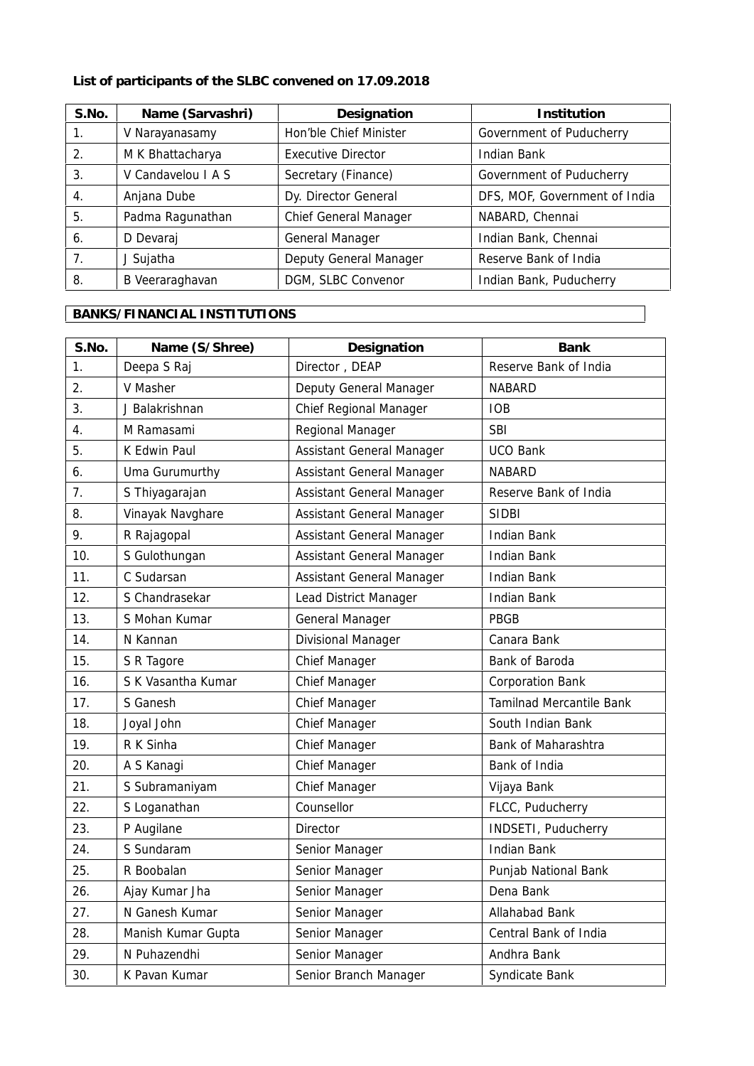**List of participants of the SLBC convened on 17.09.2018**

| S.No. | Name (Sarvashri) | Designation | Institution |
|---|---|---|---|
| 1. | V Narayanasamy | Hon'ble Chief Minister | Government of Puducherry |
| 2. | M K Bhattacharya | Executive Director | Indian Bank |
| 3. | V Candavelou I A S | Secretary (Finance) | Government of Puducherry |
| 4. | Anjana Dube | Dy. Director General | DFS, MOF, Government of India |
| 5. | Padma Ragunathan | Chief General Manager | NABARD, Chennai |
| 6. | D Devaraj | General Manager | Indian Bank, Chennai |
| 7. | J Sujatha | Deputy General Manager | Reserve Bank of India |
| 8. | B Veeraraghavan | DGM, SLBC Convenor | Indian Bank, Puducherry |

**BANKS/FINANCIAL INSTITUTIONS**

| S.No. | Name (S/Shree) | Designation | Bank |
|---|---|---|---|
| 1. | Deepa S Raj | Director , DEAP | Reserve Bank of India |
| 2. | V Masher | Deputy General Manager | NABARD |
| 3. | J Balakrishnan | Chief Regional Manager | IOB |
| 4. | M Ramasami | Regional Manager | SBI |
| 5. | K Edwin Paul | Assistant General Manager | UCO Bank |
| 6. | Uma Gurumurthy | Assistant General Manager | NABARD |
| 7. | S Thiyagarajan | Assistant General Manager | Reserve Bank of India |
| 8. | Vinayak Navghare | Assistant General Manager | SIDBI |
| 9. | R Rajagopal | Assistant General Manager | Indian Bank |
| 10. | S Gulothungan | Assistant General Manager | Indian Bank |
| 11. | C Sudarsan | Assistant General Manager | Indian Bank |
| 12. | S Chandrasekar | Lead District Manager | Indian Bank |
| 13. | S Mohan Kumar | General Manager | PBGB |
| 14. | N Kannan | Divisional Manager | Canara Bank |
| 15. | S R Tagore | Chief Manager | Bank of Baroda |
| 16. | S K Vasantha Kumar | Chief Manager | Corporation Bank |
| 17. | S Ganesh | Chief Manager | Tamilnad Mercantile Bank |
| 18. | Joyal John | Chief Manager | South Indian Bank |
| 19. | R K Sinha | Chief Manager | Bank of Maharashtra |
| 20. | A S Kanagi | Chief Manager | Bank of India |
| 21. | S Subramaniyam | Chief Manager | Vijaya Bank |
| 22. | S Loganathan | Counsellor | FLCC, Puducherry |
| 23. | P Augilane | Director | INDSETI, Puducherry |
| 24. | S Sundaram | Senior Manager | Indian Bank |
| 25. | R Boobalan | Senior Manager | Punjab National Bank |
| 26. | Ajay Kumar Jha | Senior Manager | Dena Bank |
| 27. | N Ganesh Kumar | Senior Manager | Allahabad Bank |
| 28. | Manish Kumar Gupta | Senior Manager | Central Bank of India |
| 29. | N Puhazendhi | Senior Manager | Andhra Bank |
| 30. | K Pavan Kumar | Senior Branch Manager | Syndicate Bank |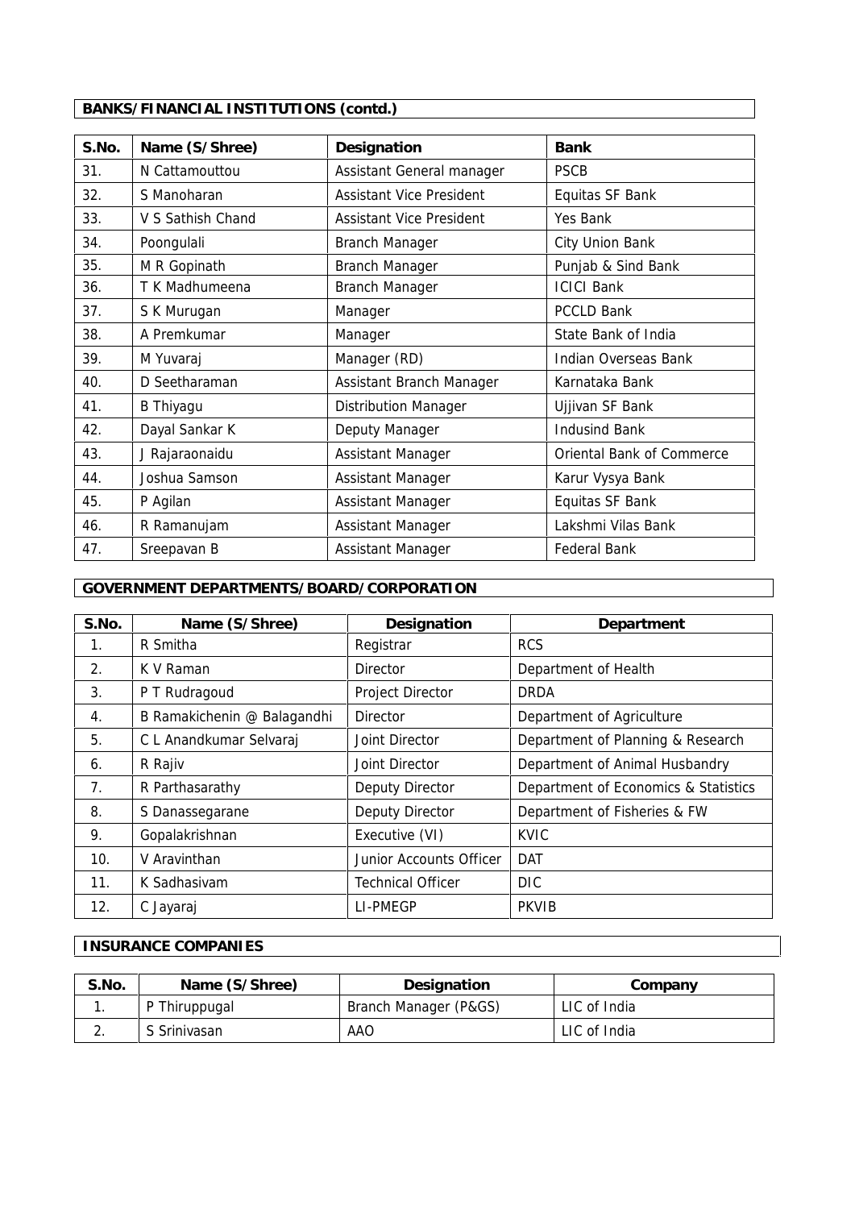**BANKS/FINANCIAL INSTITUTIONS (contd.)**

| S.No. | Name (S/Shree) | Designation | Bank |
|---|---|---|---|
| 31. | N Cattamouttou | Assistant General manager | PSCB |
| 32. | S Manoharan | Assistant Vice President | Equitas SF Bank |
| 33. | V S Sathish Chand | Assistant Vice President | Yes Bank |
| 34. | Poongulali | Branch Manager | City Union Bank |
| 35. | M R Gopinath | Branch Manager | Punjab & Sind Bank |
| 36. | T K Madhumeena | Branch Manager | ICICI Bank |
| 37. | S K Murugan | Manager | PCCLD Bank |
| 38. | A Premkumar | Manager | State Bank of India |
| 39. | M Yuvaraj | Manager (RD) | Indian Overseas Bank |
| 40. | D Seetharaman | Assistant Branch Manager | Karnataka Bank |
| 41. | B Thiyagu | Distribution Manager | Ujjivan SF Bank |
| 42. | Dayal Sankar K | Deputy Manager | Indusind Bank |
| 43. | J Rajaraonaidu | Assistant Manager | Oriental Bank of Commerce |
| 44. | Joshua Samson | Assistant Manager | Karur Vysya Bank |
| 45. | P Agilan | Assistant Manager | Equitas SF Bank |
| 46. | R Ramanujam | Assistant Manager | Lakshmi Vilas Bank |
| 47. | Sreepavan B | Assistant Manager | Federal Bank |

**GOVERNMENT DEPARTMENTS/BOARD/CORPORATION**

| S.No. | Name (S/Shree) | Designation | Department |
|---|---|---|---|
| 1. | R Smitha | Registrar | RCS |
| 2. | K V Raman | Director | Department of Health |
| 3. | P T Rudragoud | Project Director | DRDA |
| 4. | B Ramakichenin @ Balagandhi | Director | Department of Agriculture |
| 5. | C L Anandkumar Selvaraj | Joint Director | Department of Planning & Research |
| 6. | R Rajiv | Joint Director | Department of Animal Husbandry |
| 7. | R Parthasarathy | Deputy Director | Department of Economics & Statistics |
| 8. | S Danassegarane | Deputy Director | Department of Fisheries & FW |
| 9. | Gopalakrishnan | Executive (VI) | KVIC |
| 10. | V Aravinthan | Junior Accounts Officer | DAT |
| 11. | K Sadhasivam | Technical Officer | DIC |
| 12. | C Jayaraj | LI-PMEGP | PKVIB |

**INSURANCE COMPANIES**

| S.No. | Name (S/Shree) | Designation | Company |
|---|---|---|---|
| 1. | P Thiruppugal | Branch Manager (P&GS) | LIC of India |
| 2. | S Srinivasan | AAO | LIC of India |